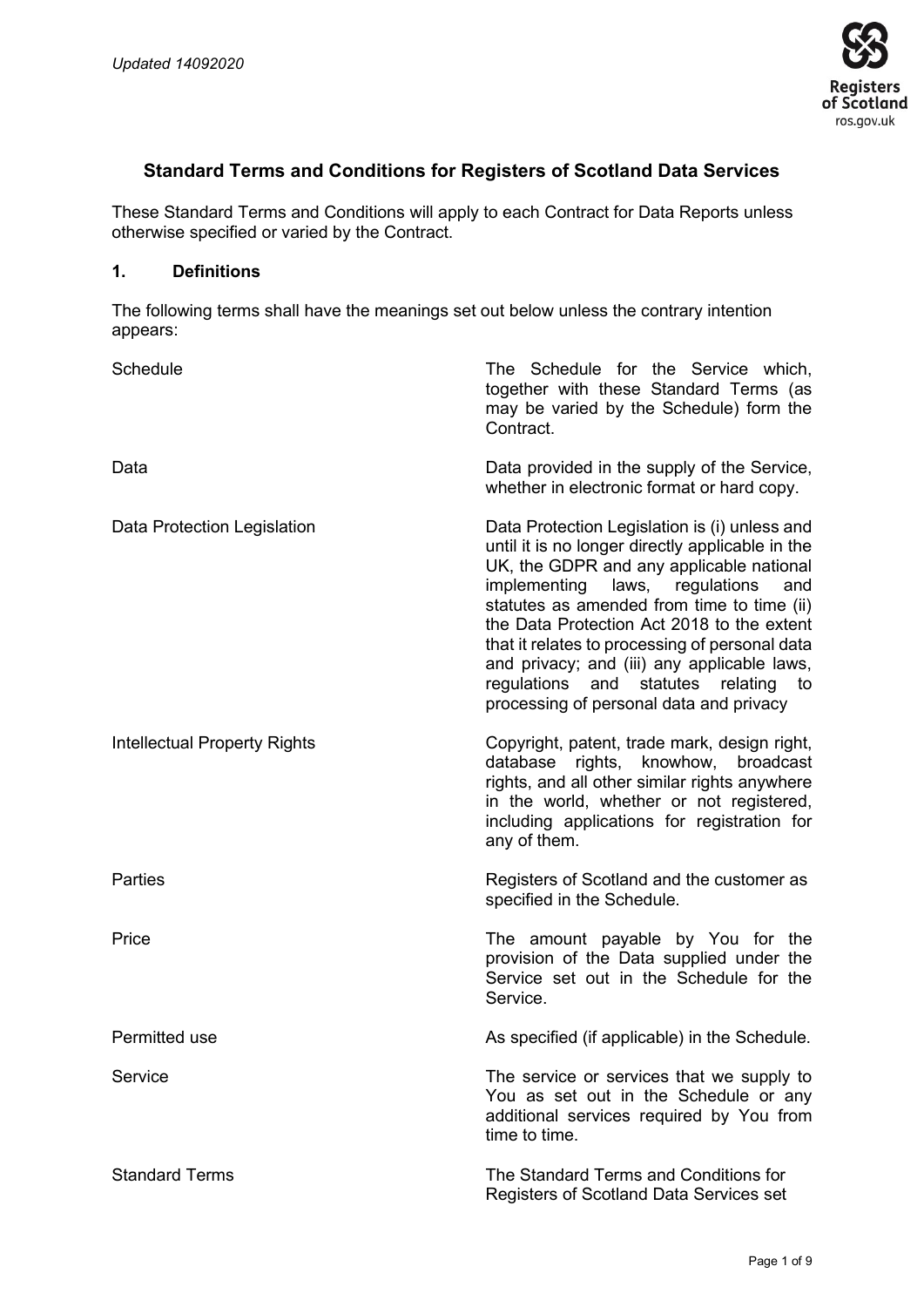*Updated 14092020*

## Standard Terms and Conditions for Registers of Scotland Data Services

These Standard Terms and Conditions will apply to each Contract for Data Reports unless otherwise specified or varied by the Contract.

### 1. Definitions

The following terms shall have the meanings set out below unless the contrary intention appears:

| | |
|---|---|
| Schedule | The Schedule for the Service which, together with these Standard Terms (as may be varied by the Schedule) form the Contract. |
| Data | Data provided in the supply of the Service, whether in electronic format or hard copy. |
| Data Protection Legislation | Data Protection Legislation is (i) unless and until it is no longer directly applicable in the UK, the GDPR and any applicable national implementing laws, regulations and statutes as amended from time to time (ii) the Data Protection Act 2018 to the extent that it relates to processing of personal data and privacy; and (iii) any applicable laws, regulations and statutes relating to processing of personal data and privacy |
| Intellectual Property Rights | Copyright, patent, trade mark, design right, database rights, knowhow, broadcast rights, and all other similar rights anywhere in the world, whether or not registered, including applications for registration for any of them. |
| Parties | Registers of Scotland and the customer as specified in the Schedule. |
| Price | The amount payable by You for the provision of the Data supplied under the Service set out in the Schedule for the Service. |
| Permitted use | As specified (if applicable) in the Schedule. |
| Service | The service or services that we supply to You as set out in the Schedule or any additional services required by You from time to time. |
| Standard Terms | The Standard Terms and Conditions for Registers of Scotland Data Services set |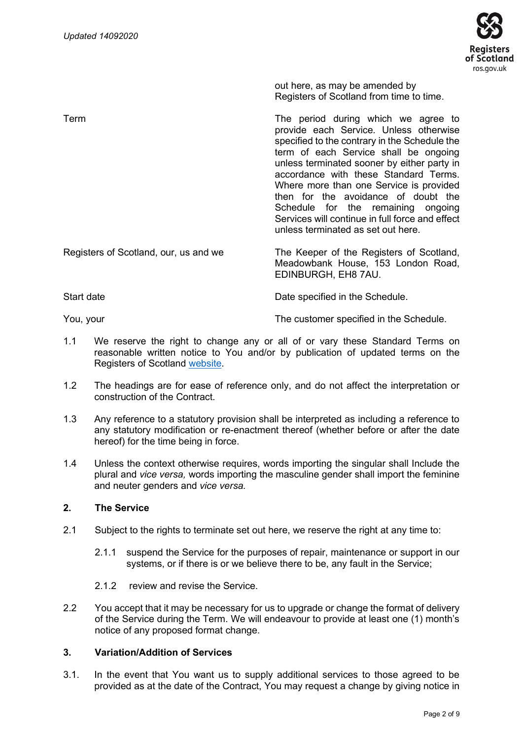| | |
|---|---|
| | out here, as may be amended by Registers of Scotland from time to time. |
| Term | The period during which we agree to provide each Service. Unless otherwise specified to the contrary in the Schedule the term of each Service shall be ongoing unless terminated sooner by either party in accordance with these Standard Terms. Where more than one Service is provided then for the avoidance of doubt the Schedule for the remaining ongoing Services will continue in full force and effect unless terminated as set out here. |
| Registers of Scotland, our, us and we | The Keeper of the Registers of Scotland, Meadowbank House, 153 London Road, EDINBURGH, EH8 7AU. |
| Start date | Date specified in the Schedule. |
| You, your | The customer specified in the Schedule. |

1.1 We reserve the right to change any or all of or vary these Standard Terms on reasonable written notice to You and/or by publication of updated terms on the Registers of Scotland website.

1.2 The headings are for ease of reference only, and do not affect the interpretation or construction of the Contract.

1.3 Any reference to a statutory provision shall be interpreted as including a reference to any statutory modification or re-enactment thereof (whether before or after the date hereof) for the time being in force.

1.4 Unless the context otherwise requires, words importing the singular shall Include the plural and *vice versa,* words importing the masculine gender shall import the feminine and neuter genders and *vice versa.*

## 2. The Service

2.1 Subject to the rights to terminate set out here, we reserve the right at any time to:

2.1.1 suspend the Service for the purposes of repair, maintenance or support in our systems, or if there is or we believe there to be, any fault in the Service;

2.1.2 review and revise the Service.

2.2 You accept that it may be necessary for us to upgrade or change the format of delivery of the Service during the Term. We will endeavour to provide at least one (1) month's notice of any proposed format change.

## 3. Variation/Addition of Services

3.1. In the event that You want us to supply additional services to those agreed to be provided as at the date of the Contract, You may request a change by giving notice in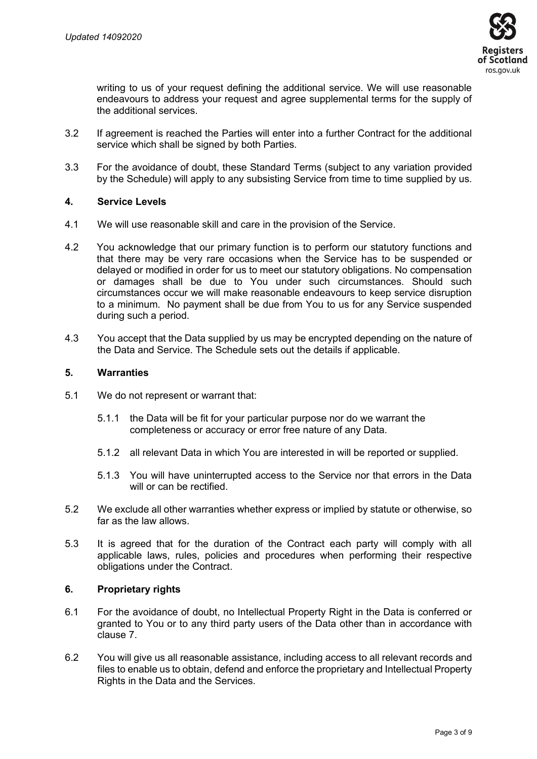writing to us of your request defining the additional service. We will use reasonable endeavours to address your request and agree supplemental terms for the supply of the additional services.

3.2 If agreement is reached the Parties will enter into a further Contract for the additional service which shall be signed by both Parties.

3.3 For the avoidance of doubt, these Standard Terms (subject to any variation provided by the Schedule) will apply to any subsisting Service from time to time supplied by us.

## 4. Service Levels

4.1 We will use reasonable skill and care in the provision of the Service.

4.2 You acknowledge that our primary function is to perform our statutory functions and that there may be very rare occasions when the Service has to be suspended or delayed or modified in order for us to meet our statutory obligations. No compensation or damages shall be due to You under such circumstances. Should such circumstances occur we will make reasonable endeavours to keep service disruption to a minimum. No payment shall be due from You to us for any Service suspended during such a period.

4.3 You accept that the Data supplied by us may be encrypted depending on the nature of the Data and Service. The Schedule sets out the details if applicable.

## 5. Warranties

5.1 We do not represent or warrant that:

5.1.1 the Data will be fit for your particular purpose nor do we warrant the completeness or accuracy or error free nature of any Data.

5.1.2 all relevant Data in which You are interested in will be reported or supplied.

5.1.3 You will have uninterrupted access to the Service nor that errors in the Data will or can be rectified.

5.2 We exclude all other warranties whether express or implied by statute or otherwise, so far as the law allows.

5.3 It is agreed that for the duration of the Contract each party will comply with all applicable laws, rules, policies and procedures when performing their respective obligations under the Contract.

## 6. Proprietary rights

6.1 For the avoidance of doubt, no Intellectual Property Right in the Data is conferred or granted to You or to any third party users of the Data other than in accordance with clause 7.

6.2 You will give us all reasonable assistance, including access to all relevant records and files to enable us to obtain, defend and enforce the proprietary and Intellectual Property Rights in the Data and the Services.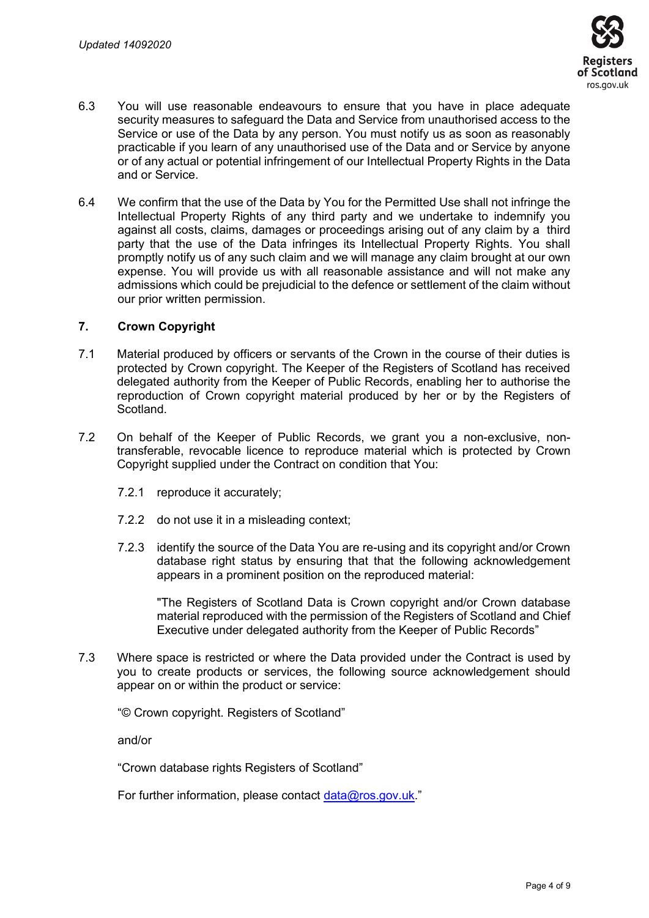6.3 You will use reasonable endeavours to ensure that you have in place adequate security measures to safeguard the Data and Service from unauthorised access to the Service or use of the Data by any person. You must notify us as soon as reasonably practicable if you learn of any unauthorised use of the Data and or Service by anyone or of any actual or potential infringement of our Intellectual Property Rights in the Data and or Service.

6.4 We confirm that the use of the Data by You for the Permitted Use shall not infringe the Intellectual Property Rights of any third party and we undertake to indemnify you against all costs, claims, damages or proceedings arising out of any claim by a third party that the use of the Data infringes its Intellectual Property Rights. You shall promptly notify us of any such claim and we will manage any claim brought at our own expense. You will provide us with all reasonable assistance and will not make any admissions which could be prejudicial to the defence or settlement of the claim without our prior written permission.

## 7. Crown Copyright

7.1 Material produced by officers or servants of the Crown in the course of their duties is protected by Crown copyright. The Keeper of the Registers of Scotland has received delegated authority from the Keeper of Public Records, enabling her to authorise the reproduction of Crown copyright material produced by her or by the Registers of Scotland.

7.2 On behalf of the Keeper of Public Records, we grant you a non-exclusive, non-transferable, revocable licence to reproduce material which is protected by Crown Copyright supplied under the Contract on condition that You:

7.2.1 reproduce it accurately;

7.2.2 do not use it in a misleading context;

7.2.3 identify the source of the Data You are re-using and its copyright and/or Crown database right status by ensuring that that the following acknowledgement appears in a prominent position on the reproduced material:

"The Registers of Scotland Data is Crown copyright and/or Crown database material reproduced with the permission of the Registers of Scotland and Chief Executive under delegated authority from the Keeper of Public Records"

7.3 Where space is restricted or where the Data provided under the Contract is used by you to create products or services, the following source acknowledgement should appear on or within the product or service:

"© Crown copyright. Registers of Scotland"

and/or

"Crown database rights Registers of Scotland"

For further information, please contact data@ros.gov.uk."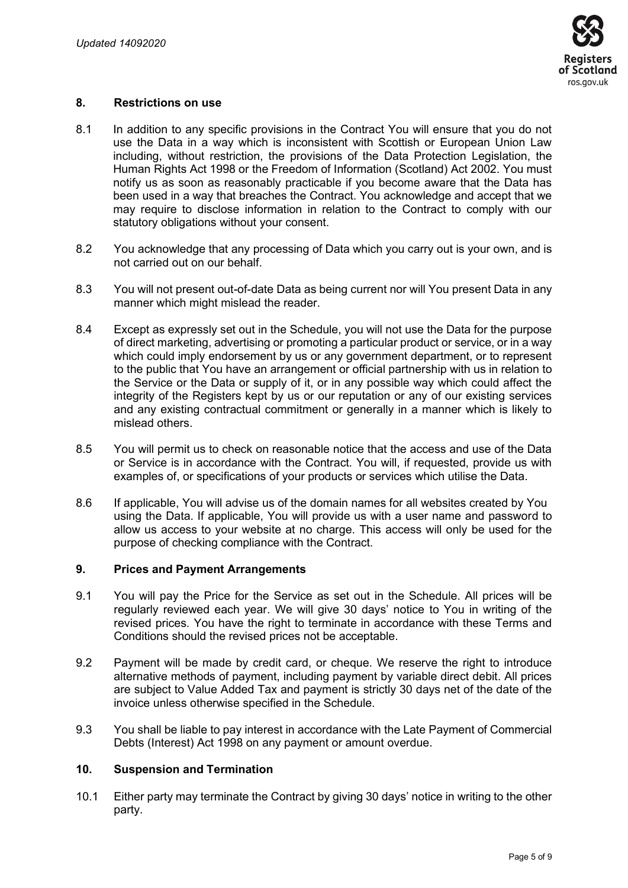## 8. Restrictions on use

8.1 In addition to any specific provisions in the Contract You will ensure that you do not use the Data in a way which is inconsistent with Scottish or European Union Law including, without restriction, the provisions of the Data Protection Legislation, the Human Rights Act 1998 or the Freedom of Information (Scotland) Act 2002. You must notify us as soon as reasonably practicable if you become aware that the Data has been used in a way that breaches the Contract. You acknowledge and accept that we may require to disclose information in relation to the Contract to comply with our statutory obligations without your consent.

8.2 You acknowledge that any processing of Data which you carry out is your own, and is not carried out on our behalf.

8.3 You will not present out-of-date Data as being current nor will You present Data in any manner which might mislead the reader.

8.4 Except as expressly set out in the Schedule, you will not use the Data for the purpose of direct marketing, advertising or promoting a particular product or service, or in a way which could imply endorsement by us or any government department, or to represent to the public that You have an arrangement or official partnership with us in relation to the Service or the Data or supply of it, or in any possible way which could affect the integrity of the Registers kept by us or our reputation or any of our existing services and any existing contractual commitment or generally in a manner which is likely to mislead others.

8.5 You will permit us to check on reasonable notice that the access and use of the Data or Service is in accordance with the Contract. You will, if requested, provide us with examples of, or specifications of your products or services which utilise the Data.

8.6 If applicable, You will advise us of the domain names for all websites created by You using the Data. If applicable, You will provide us with a user name and password to allow us access to your website at no charge. This access will only be used for the purpose of checking compliance with the Contract.

## 9. Prices and Payment Arrangements

9.1 You will pay the Price for the Service as set out in the Schedule. All prices will be regularly reviewed each year. We will give 30 days' notice to You in writing of the revised prices. You have the right to terminate in accordance with these Terms and Conditions should the revised prices not be acceptable.

9.2 Payment will be made by credit card, or cheque. We reserve the right to introduce alternative methods of payment, including payment by variable direct debit. All prices are subject to Value Added Tax and payment is strictly 30 days net of the date of the invoice unless otherwise specified in the Schedule.

9.3 You shall be liable to pay interest in accordance with the Late Payment of Commercial Debts (Interest) Act 1998 on any payment or amount overdue.

## 10. Suspension and Termination

10.1 Either party may terminate the Contract by giving 30 days' notice in writing to the other party.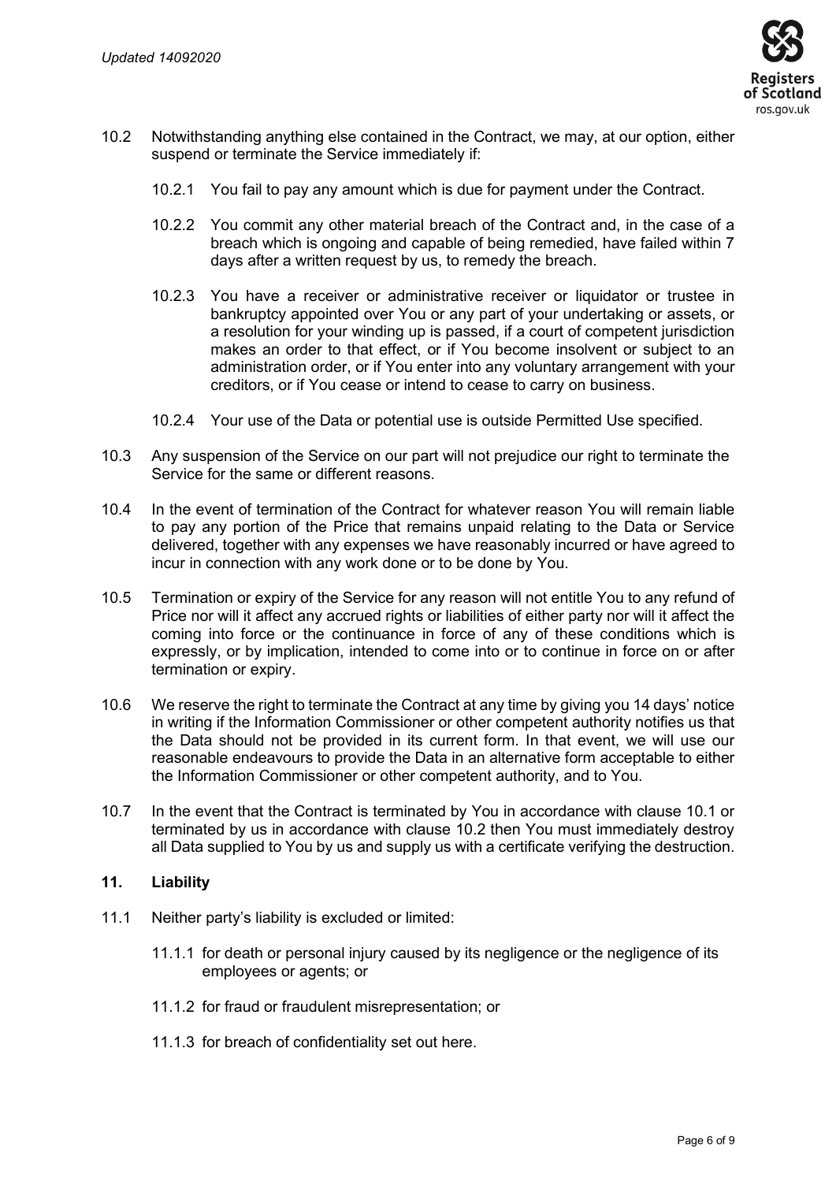10.2 Notwithstanding anything else contained in the Contract, we may, at our option, either suspend or terminate the Service immediately if:

10.2.1 You fail to pay any amount which is due for payment under the Contract.

10.2.2 You commit any other material breach of the Contract and, in the case of a breach which is ongoing and capable of being remedied, have failed within 7 days after a written request by us, to remedy the breach.

10.2.3 You have a receiver or administrative receiver or liquidator or trustee in bankruptcy appointed over You or any part of your undertaking or assets, or a resolution for your winding up is passed, if a court of competent jurisdiction makes an order to that effect, or if You become insolvent or subject to an administration order, or if You enter into any voluntary arrangement with your creditors, or if You cease or intend to cease to carry on business.

10.2.4 Your use of the Data or potential use is outside Permitted Use specified.

10.3 Any suspension of the Service on our part will not prejudice our right to terminate the Service for the same or different reasons.

10.4 In the event of termination of the Contract for whatever reason You will remain liable to pay any portion of the Price that remains unpaid relating to the Data or Service delivered, together with any expenses we have reasonably incurred or have agreed to incur in connection with any work done or to be done by You.

10.5 Termination or expiry of the Service for any reason will not entitle You to any refund of Price nor will it affect any accrued rights or liabilities of either party nor will it affect the coming into force or the continuance in force of any of these conditions which is expressly, or by implication, intended to come into or to continue in force on or after termination or expiry.

10.6 We reserve the right to terminate the Contract at any time by giving you 14 days' notice in writing if the Information Commissioner or other competent authority notifies us that the Data should not be provided in its current form. In that event, we will use our reasonable endeavours to provide the Data in an alternative form acceptable to either the Information Commissioner or other competent authority, and to You.

10.7 In the event that the Contract is terminated by You in accordance with clause 10.1 or terminated by us in accordance with clause 10.2 then You must immediately destroy all Data supplied to You by us and supply us with a certificate verifying the destruction.

## 11. Liability

11.1 Neither party's liability is excluded or limited:

11.1.1 for death or personal injury caused by its negligence or the negligence of its employees or agents; or

11.1.2 for fraud or fraudulent misrepresentation; or

11.1.3 for breach of confidentiality set out here.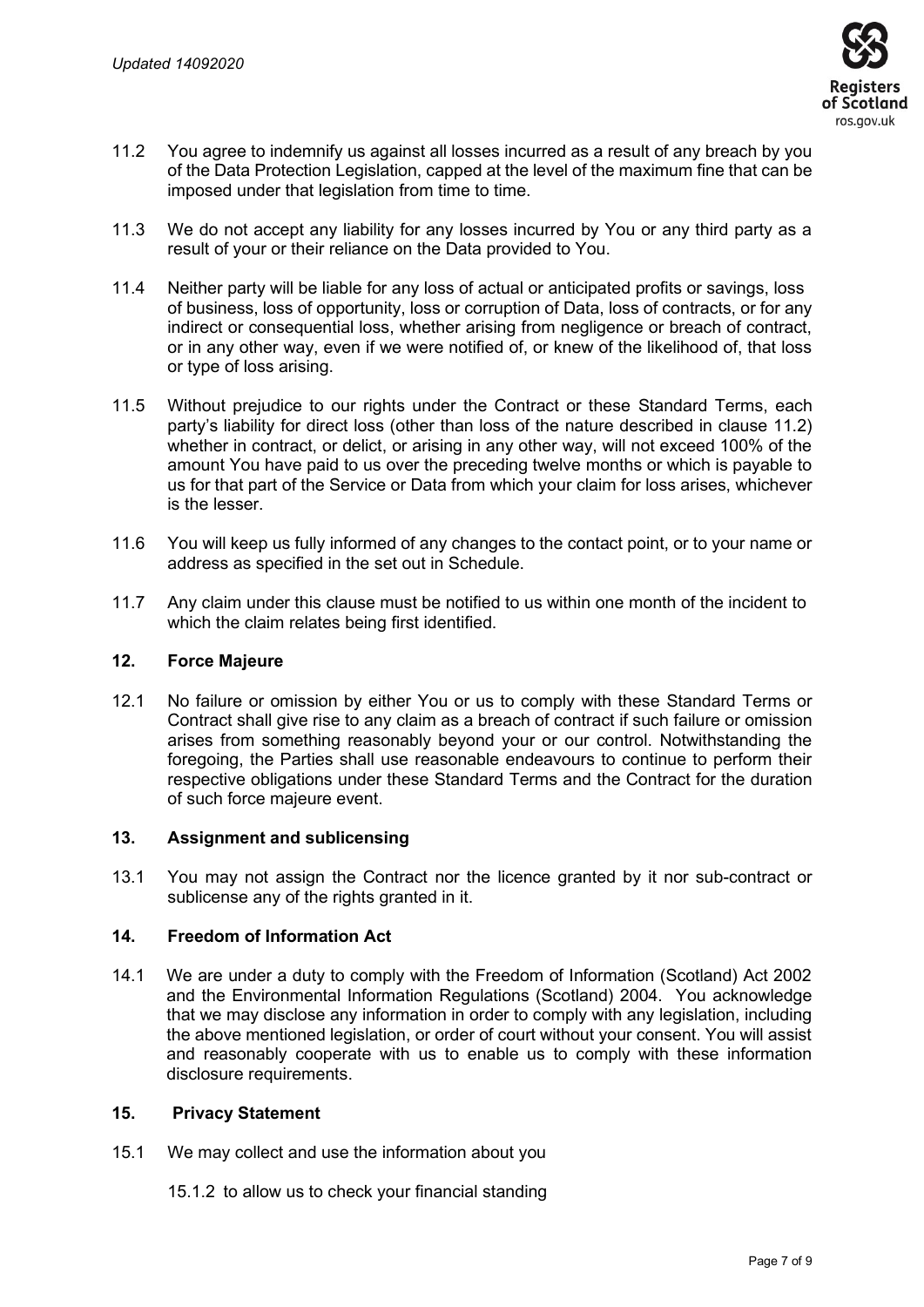11.2 You agree to indemnify us against all losses incurred as a result of any breach by you of the Data Protection Legislation, capped at the level of the maximum fine that can be imposed under that legislation from time to time.

11.3 We do not accept any liability for any losses incurred by You or any third party as a result of your or their reliance on the Data provided to You.

11.4 Neither party will be liable for any loss of actual or anticipated profits or savings, loss of business, loss of opportunity, loss or corruption of Data, loss of contracts, or for any indirect or consequential loss, whether arising from negligence or breach of contract, or in any other way, even if we were notified of, or knew of the likelihood of, that loss or type of loss arising.

11.5 Without prejudice to our rights under the Contract or these Standard Terms, each party's liability for direct loss (other than loss of the nature described in clause 11.2) whether in contract, or delict, or arising in any other way, will not exceed 100% of the amount You have paid to us over the preceding twelve months or which is payable to us for that part of the Service or Data from which your claim for loss arises, whichever is the lesser.

11.6 You will keep us fully informed of any changes to the contact point, or to your name or address as specified in the set out in Schedule.

11.7 Any claim under this clause must be notified to us within one month of the incident to which the claim relates being first identified.

## 12. Force Majeure

12.1 No failure or omission by either You or us to comply with these Standard Terms or Contract shall give rise to any claim as a breach of contract if such failure or omission arises from something reasonably beyond your or our control. Notwithstanding the foregoing, the Parties shall use reasonable endeavours to continue to perform their respective obligations under these Standard Terms and the Contract for the duration of such force majeure event.

## 13. Assignment and sublicensing

13.1 You may not assign the Contract nor the licence granted by it nor sub-contract or sublicense any of the rights granted in it.

## 14. Freedom of Information Act

14.1 We are under a duty to comply with the Freedom of Information (Scotland) Act 2002 and the Environmental Information Regulations (Scotland) 2004. You acknowledge that we may disclose any information in order to comply with any legislation, including the above mentioned legislation, or order of court without your consent. You will assist and reasonably cooperate with us to enable us to comply with these information disclosure requirements.

## 15. Privacy Statement

15.1 We may collect and use the information about you

15.1.2 to allow us to check your financial standing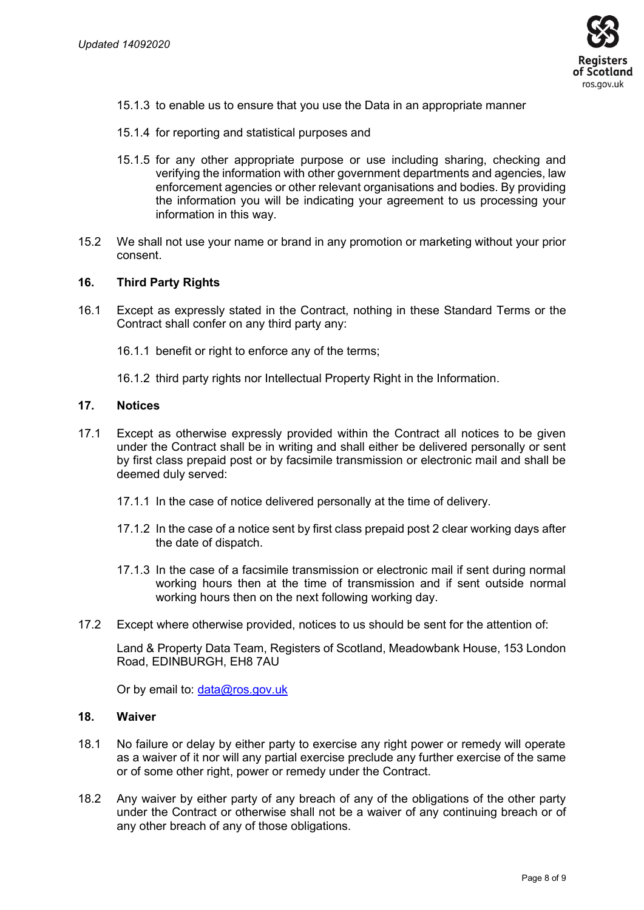15.1.3 to enable us to ensure that you use the Data in an appropriate manner

15.1.4 for reporting and statistical purposes and

15.1.5 for any other appropriate purpose or use including sharing, checking and verifying the information with other government departments and agencies, law enforcement agencies or other relevant organisations and bodies. By providing the information you will be indicating your agreement to us processing your information in this way.

15.2 We shall not use your name or brand in any promotion or marketing without your prior consent.

## 16. Third Party Rights

16.1 Except as expressly stated in the Contract, nothing in these Standard Terms or the Contract shall confer on any third party any:

16.1.1 benefit or right to enforce any of the terms;

16.1.2 third party rights nor Intellectual Property Right in the Information.

## 17. Notices

17.1 Except as otherwise expressly provided within the Contract all notices to be given under the Contract shall be in writing and shall either be delivered personally or sent by first class prepaid post or by facsimile transmission or electronic mail and shall be deemed duly served:

17.1.1 In the case of notice delivered personally at the time of delivery.

17.1.2 In the case of a notice sent by first class prepaid post 2 clear working days after the date of dispatch.

17.1.3 In the case of a facsimile transmission or electronic mail if sent during normal working hours then at the time of transmission and if sent outside normal working hours then on the next following working day.

17.2 Except where otherwise provided, notices to us should be sent for the attention of:

Land & Property Data Team, Registers of Scotland, Meadowbank House, 153 London Road, EDINBURGH, EH8 7AU

Or by email to: data@ros.gov.uk

## 18. Waiver

18.1 No failure or delay by either party to exercise any right power or remedy will operate as a waiver of it nor will any partial exercise preclude any further exercise of the same or of some other right, power or remedy under the Contract.

18.2 Any waiver by either party of any breach of any of the obligations of the other party under the Contract or otherwise shall not be a waiver of any continuing breach or of any other breach of any of those obligations.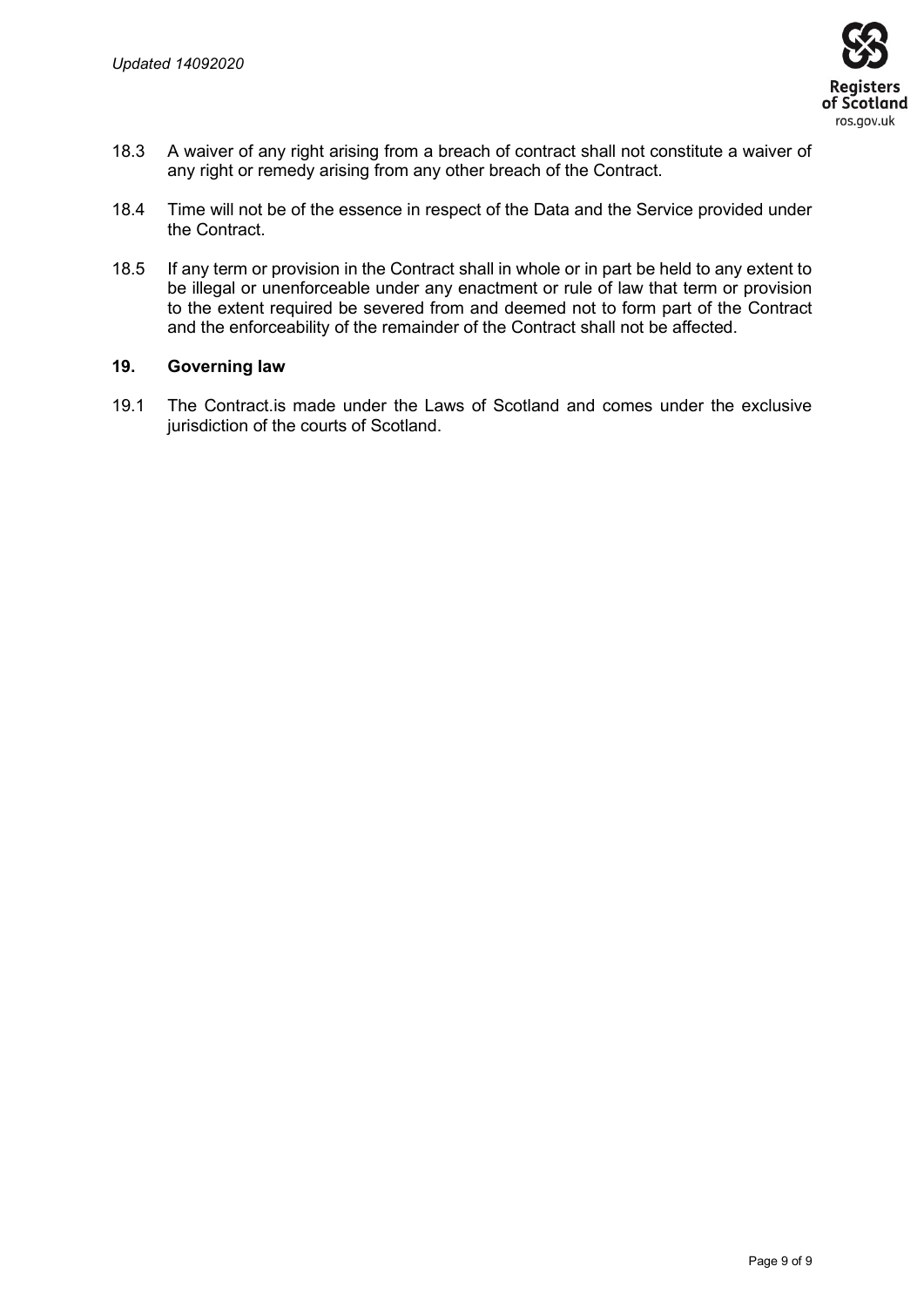18.3 A waiver of any right arising from a breach of contract shall not constitute a waiver of any right or remedy arising from any other breach of the Contract.

18.4 Time will not be of the essence in respect of the Data and the Service provided under the Contract.

18.5 If any term or provision in the Contract shall in whole or in part be held to any extent to be illegal or unenforceable under any enactment or rule of law that term or provision to the extent required be severed from and deemed not to form part of the Contract and the enforceability of the remainder of the Contract shall not be affected.

## 19. Governing law

19.1 The Contract.is made under the Laws of Scotland and comes under the exclusive jurisdiction of the courts of Scotland.